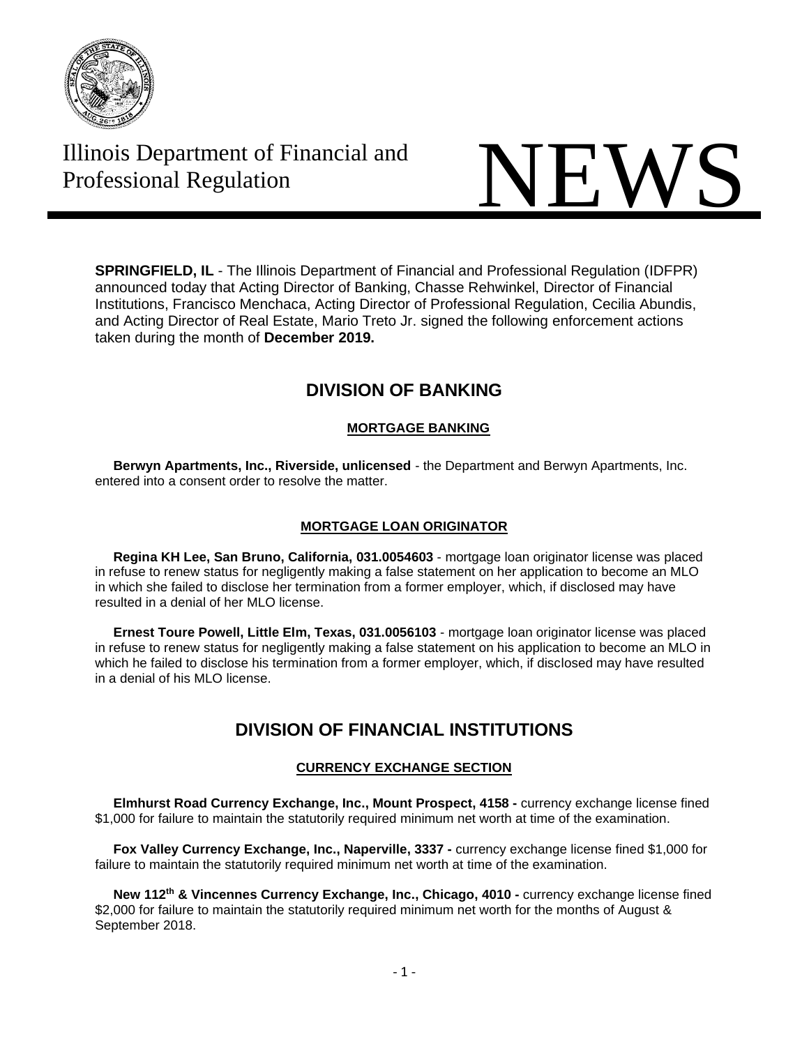Illinois Department of Financial and Professional Regulation

# NEWS

**SPRINGFIELD, IL** - The Illinois Department of Financial and Professional Regulation (IDFPR) announced today that Acting Director of Banking, Chasse Rehwinkel, Director of Financial Institutions, Francisco Menchaca, Acting Director of Professional Regulation, Cecilia Abundis, and Acting Director of Real Estate, Mario Treto Jr. signed the following enforcement actions taken during the month of **December 2019.**

## DIVISION OF BANKING

### MORTGAGE BANKING

**Berwyn Apartments, Inc., Riverside, unlicensed** - the Department and Berwyn Apartments, Inc. entered into a consent order to resolve the matter.

### MORTGAGE LOAN ORIGINATOR

**Regina KH Lee, San Bruno, California, 031.0054603** - mortgage loan originator license was placed in refuse to renew status for negligently making a false statement on her application to become an MLO in which she failed to disclose her termination from a former employer, which, if disclosed may have resulted in a denial of her MLO license.

**Ernest Toure Powell, Little Elm, Texas, 031.0056103** - mortgage loan originator license was placed in refuse to renew status for negligently making a false statement on his application to become an MLO in which he failed to disclose his termination from a former employer, which, if disclosed may have resulted in a denial of his MLO license.

## DIVISION OF FINANCIAL INSTITUTIONS

### CURRENCY EXCHANGE SECTION

**Elmhurst Road Currency Exchange, Inc., Mount Prospect, 4158 -** currency exchange license fined $1,000 for failure to maintain the statutorily required minimum net worth at time of the examination.

**Fox Valley Currency Exchange, Inc., Naperville, 3337 -** currency exchange license fined $1,000 for failure to maintain the statutorily required minimum net worth at time of the examination.

**New 112th & Vincennes Currency Exchange, Inc., Chicago, 4010 -** currency exchange license fined $2,000 for failure to maintain the statutorily required minimum net worth for the months of August & September 2018.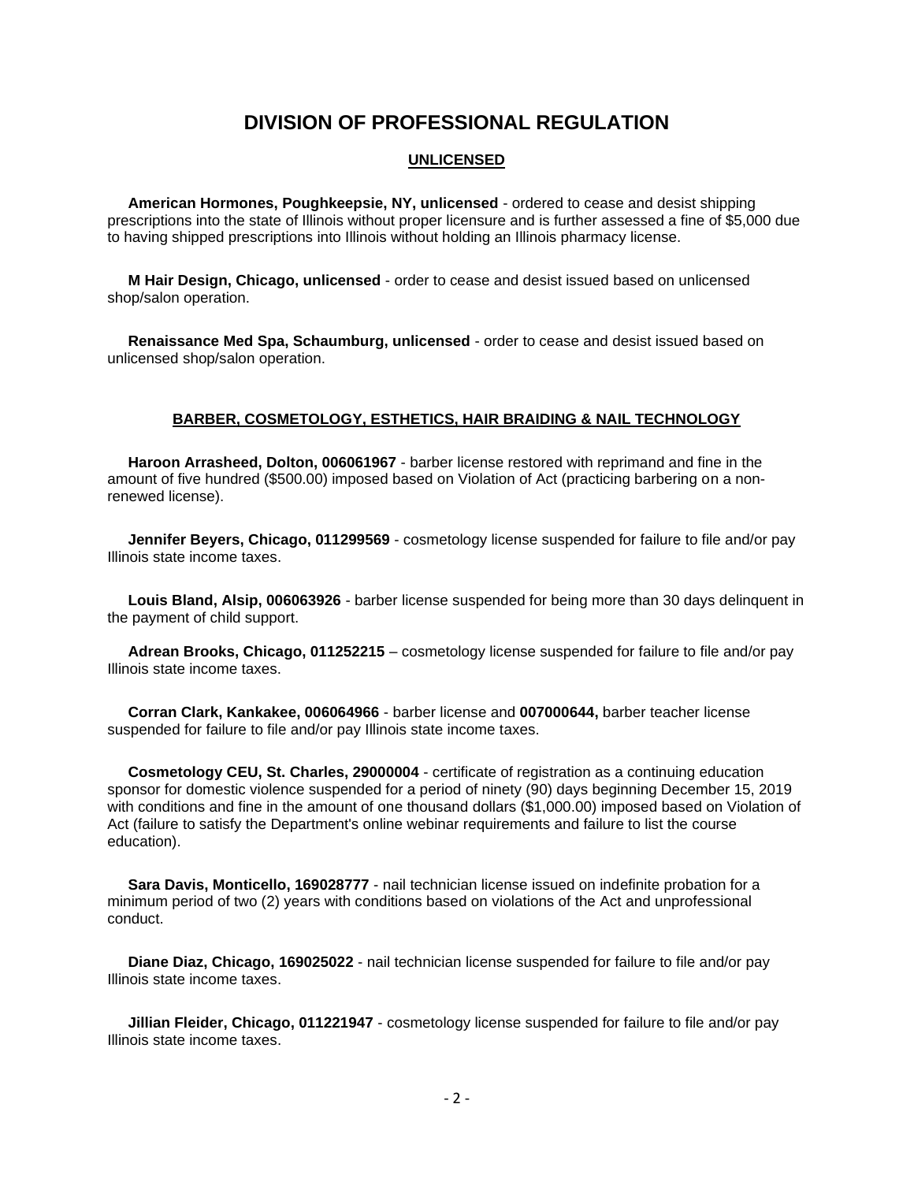# DIVISION OF PROFESSIONAL REGULATION

## UNLICENSED

**American Hormones, Poughkeepsie, NY, unlicensed** - ordered to cease and desist shipping prescriptions into the state of Illinois without proper licensure and is further assessed a fine of $5,000 due to having shipped prescriptions into Illinois without holding an Illinois pharmacy license.

**M Hair Design, Chicago, unlicensed** - order to cease and desist issued based on unlicensed shop/salon operation.

**Renaissance Med Spa, Schaumburg, unlicensed** - order to cease and desist issued based on unlicensed shop/salon operation.

## BARBER, COSMETOLOGY, ESTHETICS, HAIR BRAIDING & NAIL TECHNOLOGY

**Haroon Arrasheed, Dolton, 006061967** - barber license restored with reprimand and fine in the amount of five hundred ($500.00) imposed based on Violation of Act (practicing barbering on a non-renewed license).

**Jennifer Beyers, Chicago, 011299569** - cosmetology license suspended for failure to file and/or pay Illinois state income taxes.

**Louis Bland, Alsip, 006063926** - barber license suspended for being more than 30 days delinquent in the payment of child support.

**Adrean Brooks, Chicago, 011252215** – cosmetology license suspended for failure to file and/or pay Illinois state income taxes.

**Corran Clark, Kankakee, 006064966** - barber license and **007000644,** barber teacher license suspended for failure to file and/or pay Illinois state income taxes.

**Cosmetology CEU, St. Charles, 29000004** - certificate of registration as a continuing education sponsor for domestic violence suspended for a period of ninety (90) days beginning December 15, 2019 with conditions and fine in the amount of one thousand dollars ($1,000.00) imposed based on Violation of Act (failure to satisfy the Department's online webinar requirements and failure to list the course education).

**Sara Davis, Monticello, 169028777** - nail technician license issued on indefinite probation for a minimum period of two (2) years with conditions based on violations of the Act and unprofessional conduct.

**Diane Diaz, Chicago, 169025022** - nail technician license suspended for failure to file and/or pay Illinois state income taxes.

**Jillian Fleider, Chicago, 011221947** - cosmetology license suspended for failure to file and/or pay Illinois state income taxes.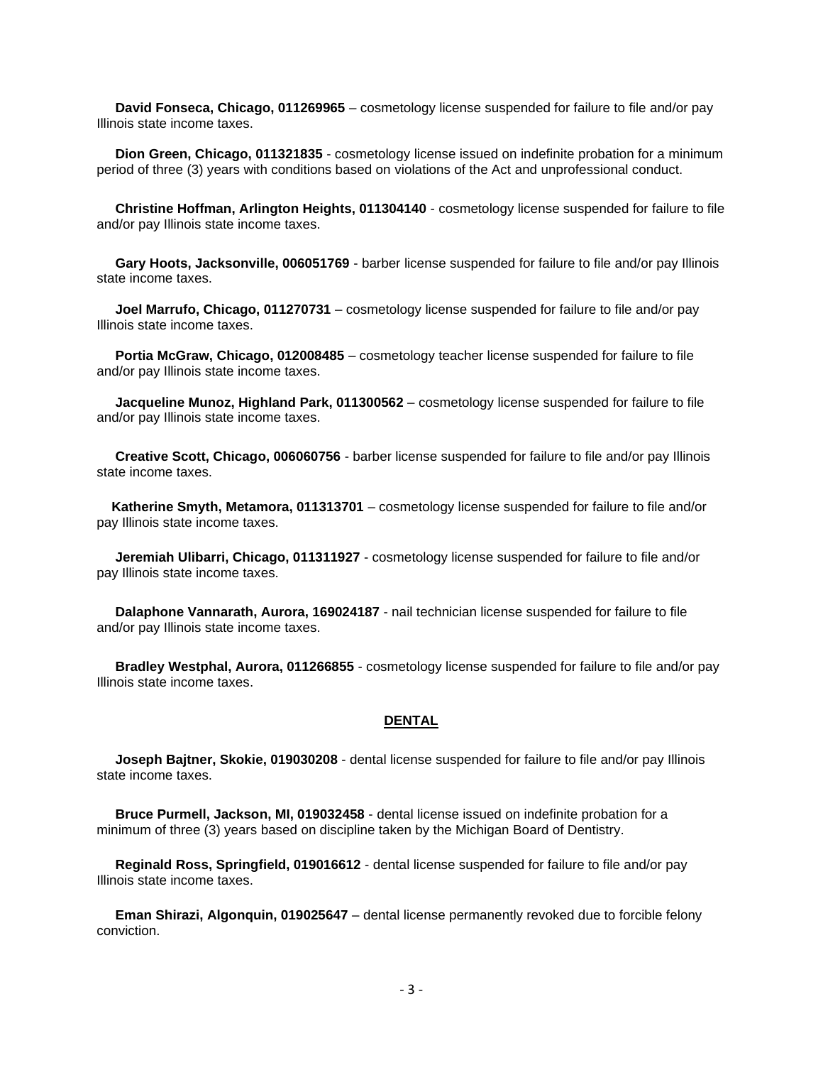**David Fonseca, Chicago, 011269965** – cosmetology license suspended for failure to file and/or pay Illinois state income taxes.

**Dion Green, Chicago, 011321835** - cosmetology license issued on indefinite probation for a minimum period of three (3) years with conditions based on violations of the Act and unprofessional conduct.

**Christine Hoffman, Arlington Heights, 011304140** - cosmetology license suspended for failure to file and/or pay Illinois state income taxes.

**Gary Hoots, Jacksonville, 006051769** - barber license suspended for failure to file and/or pay Illinois state income taxes.

**Joel Marrufo, Chicago, 011270731** – cosmetology license suspended for failure to file and/or pay Illinois state income taxes.

**Portia McGraw, Chicago, 012008485** – cosmetology teacher license suspended for failure to file and/or pay Illinois state income taxes.

**Jacqueline Munoz, Highland Park, 011300562** – cosmetology license suspended for failure to file and/or pay Illinois state income taxes.

**Creative Scott, Chicago, 006060756** - barber license suspended for failure to file and/or pay Illinois state income taxes.

**Katherine Smyth, Metamora, 011313701** – cosmetology license suspended for failure to file and/or pay Illinois state income taxes.

**Jeremiah Ulibarri, Chicago, 011311927** - cosmetology license suspended for failure to file and/or pay Illinois state income taxes.

**Dalaphone Vannarath, Aurora, 169024187** - nail technician license suspended for failure to file and/or pay Illinois state income taxes.

**Bradley Westphal, Aurora, 011266855** - cosmetology license suspended for failure to file and/or pay Illinois state income taxes.

## DENTAL

**Joseph Bajtner, Skokie, 019030208** - dental license suspended for failure to file and/or pay Illinois state income taxes.

**Bruce Purmell, Jackson, MI, 019032458** - dental license issued on indefinite probation for a minimum of three (3) years based on discipline taken by the Michigan Board of Dentistry.

**Reginald Ross, Springfield, 019016612** - dental license suspended for failure to file and/or pay Illinois state income taxes.

**Eman Shirazi, Algonquin, 019025647** – dental license permanently revoked due to forcible felony conviction.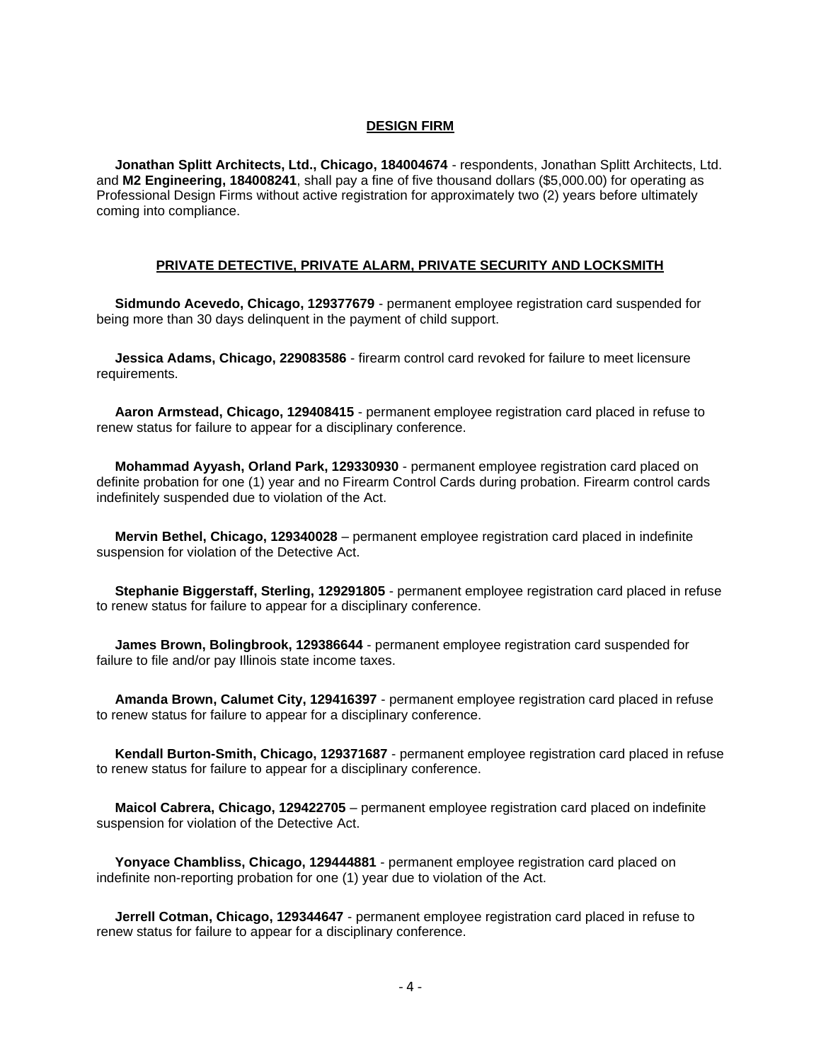## DESIGN FIRM

**Jonathan Splitt Architects, Ltd., Chicago, 184004674** - respondents, Jonathan Splitt Architects, Ltd. and **M2 Engineering, 184008241**, shall pay a fine of five thousand dollars ($5,000.00) for operating as Professional Design Firms without active registration for approximately two (2) years before ultimately coming into compliance.

## PRIVATE DETECTIVE, PRIVATE ALARM, PRIVATE SECURITY AND LOCKSMITH

**Sidmundo Acevedo, Chicago, 129377679** - permanent employee registration card suspended for being more than 30 days delinquent in the payment of child support.

**Jessica Adams, Chicago, 229083586** - firearm control card revoked for failure to meet licensure requirements.

**Aaron Armstead, Chicago, 129408415** - permanent employee registration card placed in refuse to renew status for failure to appear for a disciplinary conference.

**Mohammad Ayyash, Orland Park, 129330930** - permanent employee registration card placed on definite probation for one (1) year and no Firearm Control Cards during probation. Firearm control cards indefinitely suspended due to violation of the Act.

**Mervin Bethel, Chicago, 129340028** – permanent employee registration card placed in indefinite suspension for violation of the Detective Act.

**Stephanie Biggerstaff, Sterling, 129291805** - permanent employee registration card placed in refuse to renew status for failure to appear for a disciplinary conference.

**James Brown, Bolingbrook, 129386644** - permanent employee registration card suspended for failure to file and/or pay Illinois state income taxes.

**Amanda Brown, Calumet City, 129416397** - permanent employee registration card placed in refuse to renew status for failure to appear for a disciplinary conference.

**Kendall Burton-Smith, Chicago, 129371687** - permanent employee registration card placed in refuse to renew status for failure to appear for a disciplinary conference.

**Maicol Cabrera, Chicago, 129422705** – permanent employee registration card placed on indefinite suspension for violation of the Detective Act.

**Yonyace Chambliss, Chicago, 129444881** - permanent employee registration card placed on indefinite non-reporting probation for one (1) year due to violation of the Act.

**Jerrell Cotman, Chicago, 129344647** - permanent employee registration card placed in refuse to renew status for failure to appear for a disciplinary conference.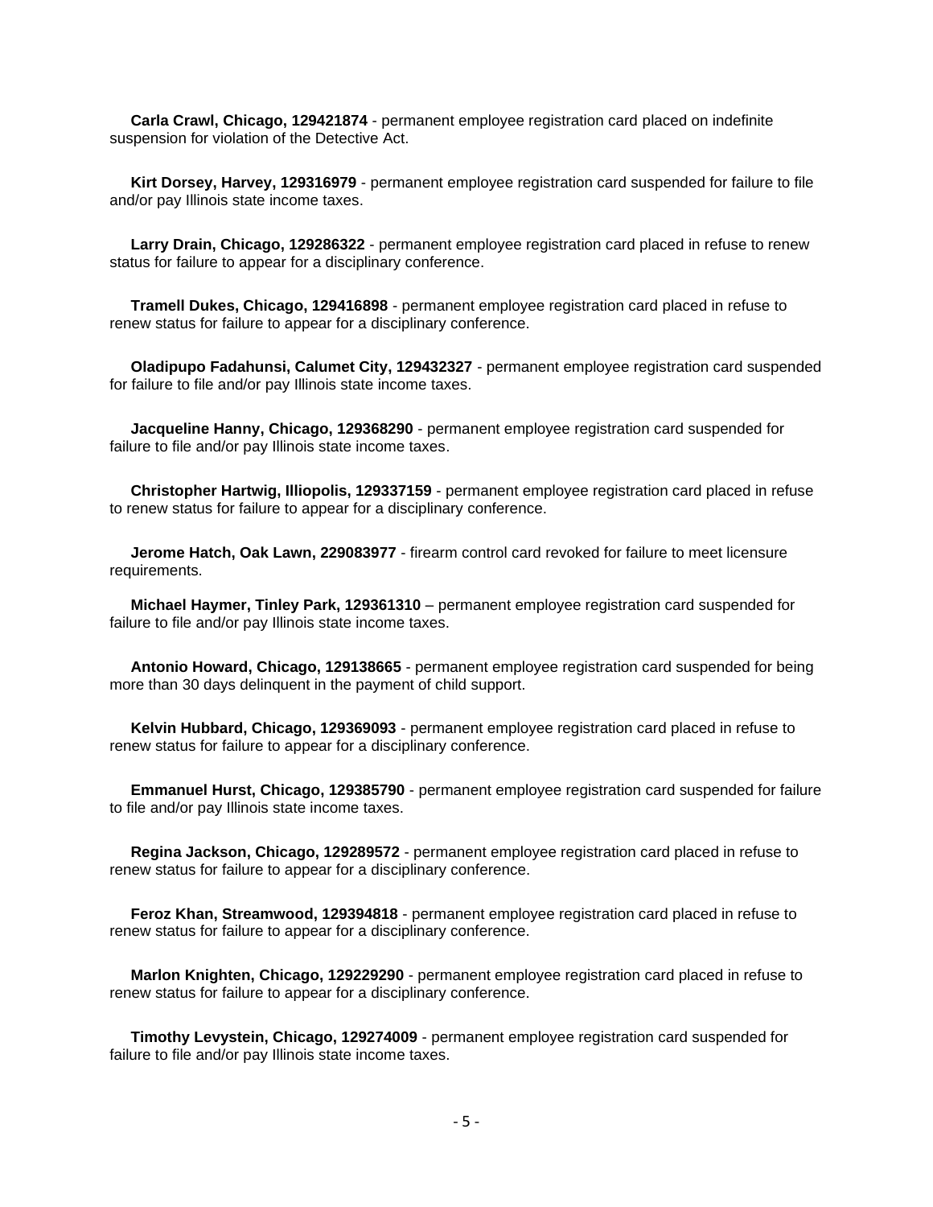**Carla Crawl, Chicago, 129421874** - permanent employee registration card placed on indefinite suspension for violation of the Detective Act.

**Kirt Dorsey, Harvey, 129316979** - permanent employee registration card suspended for failure to file and/or pay Illinois state income taxes.

**Larry Drain, Chicago, 129286322** - permanent employee registration card placed in refuse to renew status for failure to appear for a disciplinary conference.

**Tramell Dukes, Chicago, 129416898** - permanent employee registration card placed in refuse to renew status for failure to appear for a disciplinary conference.

**Oladipupo Fadahunsi, Calumet City, 129432327** - permanent employee registration card suspended for failure to file and/or pay Illinois state income taxes.

**Jacqueline Hanny, Chicago, 129368290** - permanent employee registration card suspended for failure to file and/or pay Illinois state income taxes.

**Christopher Hartwig, Illiopolis, 129337159** - permanent employee registration card placed in refuse to renew status for failure to appear for a disciplinary conference.

**Jerome Hatch, Oak Lawn, 229083977** - firearm control card revoked for failure to meet licensure requirements.

**Michael Haymer, Tinley Park, 129361310** – permanent employee registration card suspended for failure to file and/or pay Illinois state income taxes.

**Antonio Howard, Chicago, 129138665** - permanent employee registration card suspended for being more than 30 days delinquent in the payment of child support.

**Kelvin Hubbard, Chicago, 129369093** - permanent employee registration card placed in refuse to renew status for failure to appear for a disciplinary conference.

**Emmanuel Hurst, Chicago, 129385790** - permanent employee registration card suspended for failure to file and/or pay Illinois state income taxes.

**Regina Jackson, Chicago, 129289572** - permanent employee registration card placed in refuse to renew status for failure to appear for a disciplinary conference.

**Feroz Khan, Streamwood, 129394818** - permanent employee registration card placed in refuse to renew status for failure to appear for a disciplinary conference.

**Marlon Knighten, Chicago, 129229290** - permanent employee registration card placed in refuse to renew status for failure to appear for a disciplinary conference.

**Timothy Levystein, Chicago, 129274009** - permanent employee registration card suspended for failure to file and/or pay Illinois state income taxes.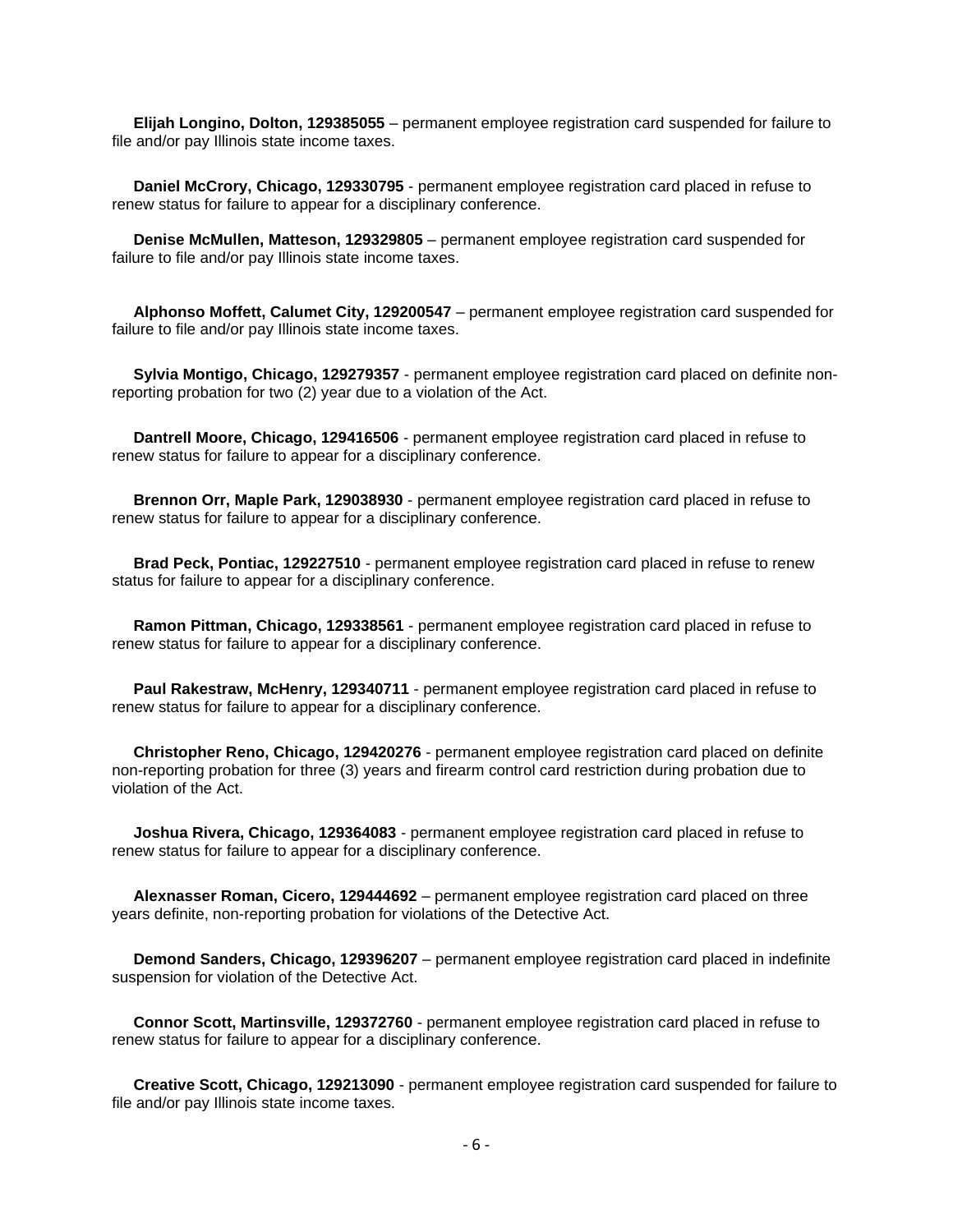**Elijah Longino, Dolton, 129385055** – permanent employee registration card suspended for failure to file and/or pay Illinois state income taxes.

**Daniel McCrory, Chicago, 129330795** - permanent employee registration card placed in refuse to renew status for failure to appear for a disciplinary conference.

**Denise McMullen, Matteson, 129329805** – permanent employee registration card suspended for failure to file and/or pay Illinois state income taxes.

**Alphonso Moffett, Calumet City, 129200547** – permanent employee registration card suspended for failure to file and/or pay Illinois state income taxes.

**Sylvia Montigo, Chicago, 129279357** - permanent employee registration card placed on definite non-reporting probation for two (2) year due to a violation of the Act.

**Dantrell Moore, Chicago, 129416506** - permanent employee registration card placed in refuse to renew status for failure to appear for a disciplinary conference.

**Brennon Orr, Maple Park, 129038930** - permanent employee registration card placed in refuse to renew status for failure to appear for a disciplinary conference.

**Brad Peck, Pontiac, 129227510** - permanent employee registration card placed in refuse to renew status for failure to appear for a disciplinary conference.

**Ramon Pittman, Chicago, 129338561** - permanent employee registration card placed in refuse to renew status for failure to appear for a disciplinary conference.

**Paul Rakestraw, McHenry, 129340711** - permanent employee registration card placed in refuse to renew status for failure to appear for a disciplinary conference.

**Christopher Reno, Chicago, 129420276** - permanent employee registration card placed on definite non-reporting probation for three (3) years and firearm control card restriction during probation due to violation of the Act.

**Joshua Rivera, Chicago, 129364083** - permanent employee registration card placed in refuse to renew status for failure to appear for a disciplinary conference.

**Alexnasser Roman, Cicero, 129444692** – permanent employee registration card placed on three years definite, non-reporting probation for violations of the Detective Act.

**Demond Sanders, Chicago, 129396207** – permanent employee registration card placed in indefinite suspension for violation of the Detective Act.

**Connor Scott, Martinsville, 129372760** - permanent employee registration card placed in refuse to renew status for failure to appear for a disciplinary conference.

**Creative Scott, Chicago, 129213090** - permanent employee registration card suspended for failure to file and/or pay Illinois state income taxes.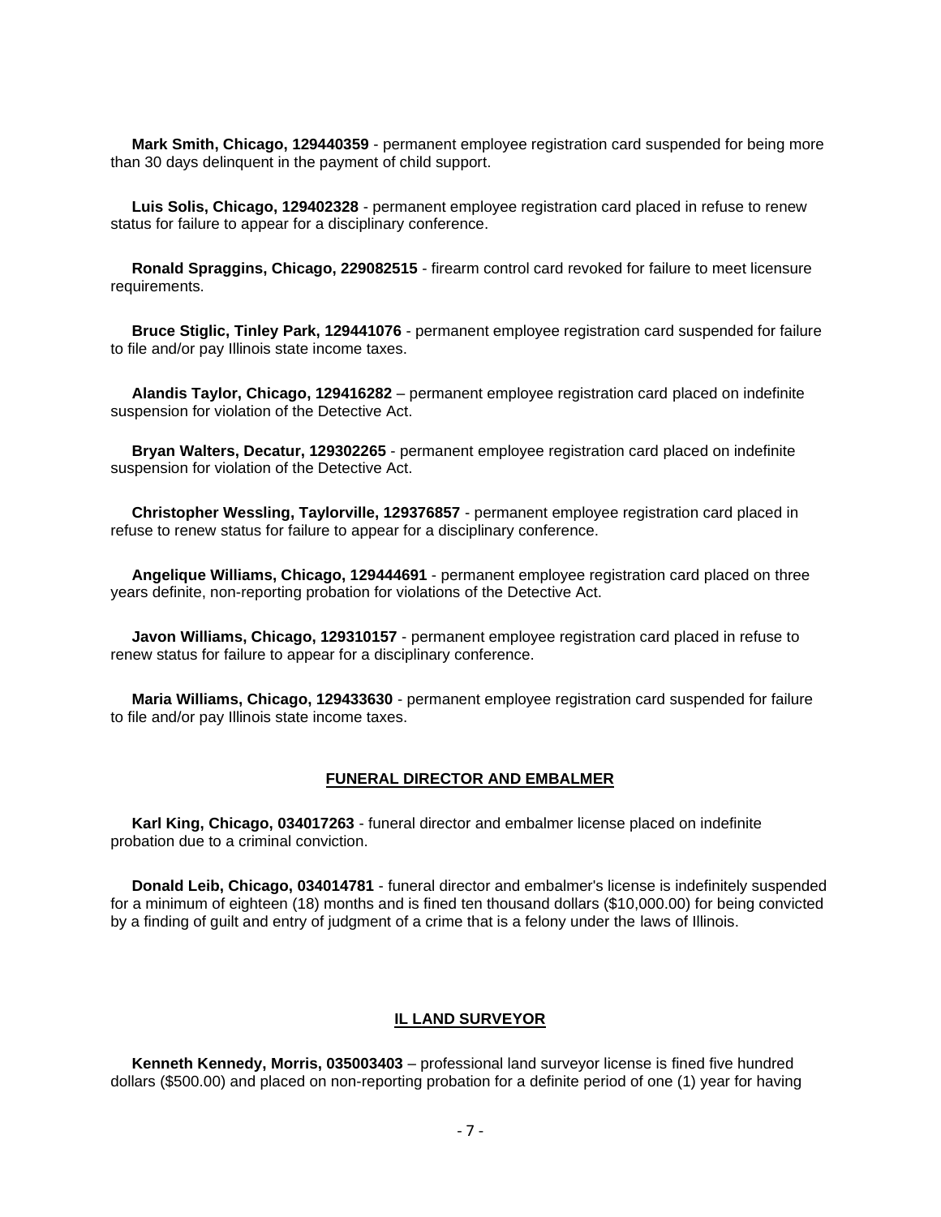**Mark Smith, Chicago, 129440359** - permanent employee registration card suspended for being more than 30 days delinquent in the payment of child support.

**Luis Solis, Chicago, 129402328** - permanent employee registration card placed in refuse to renew status for failure to appear for a disciplinary conference.

**Ronald Spraggins, Chicago, 229082515** - firearm control card revoked for failure to meet licensure requirements.

**Bruce Stiglic, Tinley Park, 129441076** - permanent employee registration card suspended for failure to file and/or pay Illinois state income taxes.

**Alandis Taylor, Chicago, 129416282** – permanent employee registration card placed on indefinite suspension for violation of the Detective Act.

**Bryan Walters, Decatur, 129302265** - permanent employee registration card placed on indefinite suspension for violation of the Detective Act.

**Christopher Wessling, Taylorville, 129376857** - permanent employee registration card placed in refuse to renew status for failure to appear for a disciplinary conference.

**Angelique Williams, Chicago, 129444691** - permanent employee registration card placed on three years definite, non-reporting probation for violations of the Detective Act.

**Javon Williams, Chicago, 129310157** - permanent employee registration card placed in refuse to renew status for failure to appear for a disciplinary conference.

**Maria Williams, Chicago, 129433630** - permanent employee registration card suspended for failure to file and/or pay Illinois state income taxes.

## FUNERAL DIRECTOR AND EMBALMER

**Karl King, Chicago, 034017263** - funeral director and embalmer license placed on indefinite probation due to a criminal conviction.

**Donald Leib, Chicago, 034014781** - funeral director and embalmer's license is indefinitely suspended for a minimum of eighteen (18) months and is fined ten thousand dollars ($10,000.00) for being convicted by a finding of guilt and entry of judgment of a crime that is a felony under the laws of Illinois.

## IL LAND SURVEYOR

**Kenneth Kennedy, Morris, 035003403** – professional land surveyor license is fined five hundred dollars ($500.00) and placed on non-reporting probation for a definite period of one (1) year for having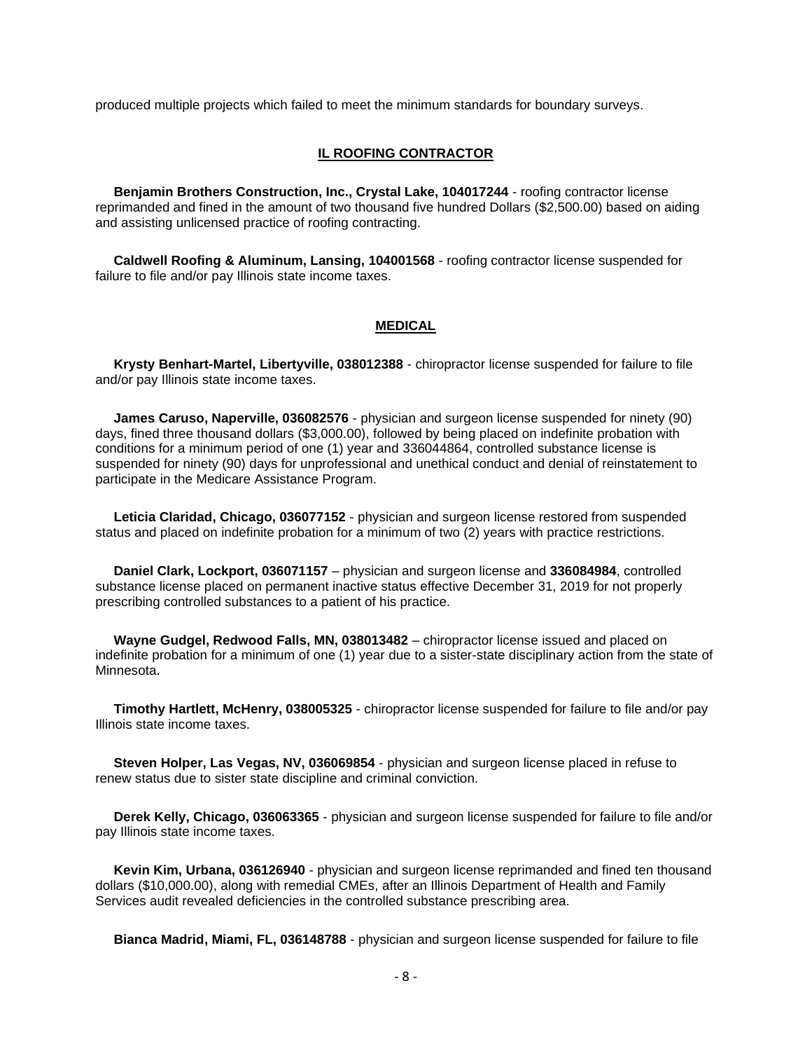produced multiple projects which failed to meet the minimum standards for boundary surveys.

## IL ROOFING CONTRACTOR

**Benjamin Brothers Construction, Inc., Crystal Lake, 104017244** - roofing contractor license reprimanded and fined in the amount of two thousand five hundred Dollars ($2,500.00) based on aiding and assisting unlicensed practice of roofing contracting.

**Caldwell Roofing & Aluminum, Lansing, 104001568** - roofing contractor license suspended for failure to file and/or pay Illinois state income taxes.

## MEDICAL

**Krysty Benhart-Martel, Libertyville, 038012388** - chiropractor license suspended for failure to file and/or pay Illinois state income taxes.

**James Caruso, Naperville, 036082576** - physician and surgeon license suspended for ninety (90) days, fined three thousand dollars ($3,000.00), followed by being placed on indefinite probation with conditions for a minimum period of one (1) year and 336044864, controlled substance license is suspended for ninety (90) days for unprofessional and unethical conduct and denial of reinstatement to participate in the Medicare Assistance Program.

**Leticia Claridad, Chicago, 036077152** - physician and surgeon license restored from suspended status and placed on indefinite probation for a minimum of two (2) years with practice restrictions.

**Daniel Clark, Lockport, 036071157** – physician and surgeon license and **336084984**, controlled substance license placed on permanent inactive status effective December 31, 2019 for not properly prescribing controlled substances to a patient of his practice.

**Wayne Gudgel, Redwood Falls, MN, 038013482** – chiropractor license issued and placed on indefinite probation for a minimum of one (1) year due to a sister-state disciplinary action from the state of Minnesota.

**Timothy Hartlett, McHenry, 038005325** - chiropractor license suspended for failure to file and/or pay Illinois state income taxes.

**Steven Holper, Las Vegas, NV, 036069854** - physician and surgeon license placed in refuse to renew status due to sister state discipline and criminal conviction.

**Derek Kelly, Chicago, 036063365** - physician and surgeon license suspended for failure to file and/or pay Illinois state income taxes.

**Kevin Kim, Urbana, 036126940** - physician and surgeon license reprimanded and fined ten thousand dollars ($10,000.00), along with remedial CMEs, after an Illinois Department of Health and Family Services audit revealed deficiencies in the controlled substance prescribing area.

**Bianca Madrid, Miami, FL, 036148788** - physician and surgeon license suspended for failure to file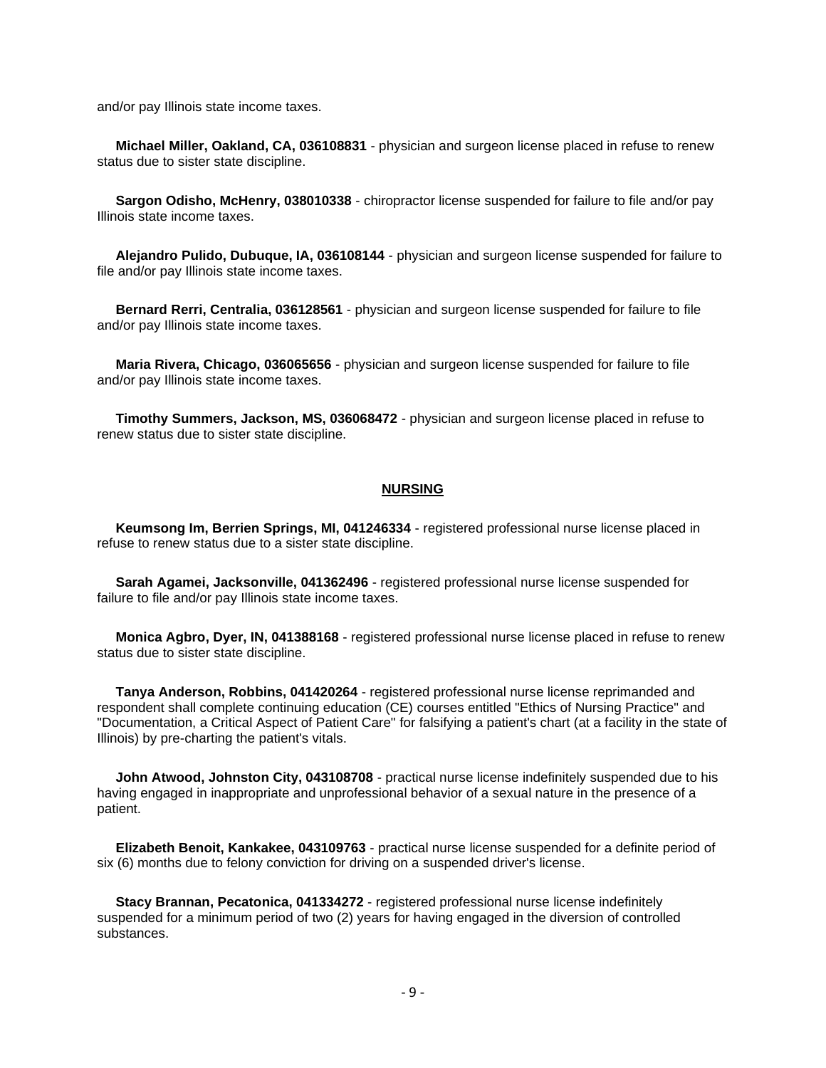and/or pay Illinois state income taxes.

**Michael Miller, Oakland, CA, 036108831** - physician and surgeon license placed in refuse to renew status due to sister state discipline.

**Sargon Odisho, McHenry, 038010338** - chiropractor license suspended for failure to file and/or pay Illinois state income taxes.

**Alejandro Pulido, Dubuque, IA, 036108144** - physician and surgeon license suspended for failure to file and/or pay Illinois state income taxes.

**Bernard Rerri, Centralia, 036128561** - physician and surgeon license suspended for failure to file and/or pay Illinois state income taxes.

**Maria Rivera, Chicago, 036065656** - physician and surgeon license suspended for failure to file and/or pay Illinois state income taxes.

**Timothy Summers, Jackson, MS, 036068472** - physician and surgeon license placed in refuse to renew status due to sister state discipline.

## NURSING

**Keumsong Im, Berrien Springs, MI, 041246334** - registered professional nurse license placed in refuse to renew status due to a sister state discipline.

**Sarah Agamei, Jacksonville, 041362496** - registered professional nurse license suspended for failure to file and/or pay Illinois state income taxes.

**Monica Agbro, Dyer, IN, 041388168** - registered professional nurse license placed in refuse to renew status due to sister state discipline.

**Tanya Anderson, Robbins, 041420264** - registered professional nurse license reprimanded and respondent shall complete continuing education (CE) courses entitled "Ethics of Nursing Practice" and "Documentation, a Critical Aspect of Patient Care" for falsifying a patient's chart (at a facility in the state of Illinois) by pre-charting the patient's vitals.

**John Atwood, Johnston City, 043108708** - practical nurse license indefinitely suspended due to his having engaged in inappropriate and unprofessional behavior of a sexual nature in the presence of a patient.

**Elizabeth Benoit, Kankakee, 043109763** - practical nurse license suspended for a definite period of six (6) months due to felony conviction for driving on a suspended driver's license.

**Stacy Brannan, Pecatonica, 041334272** - registered professional nurse license indefinitely suspended for a minimum period of two (2) years for having engaged in the diversion of controlled substances.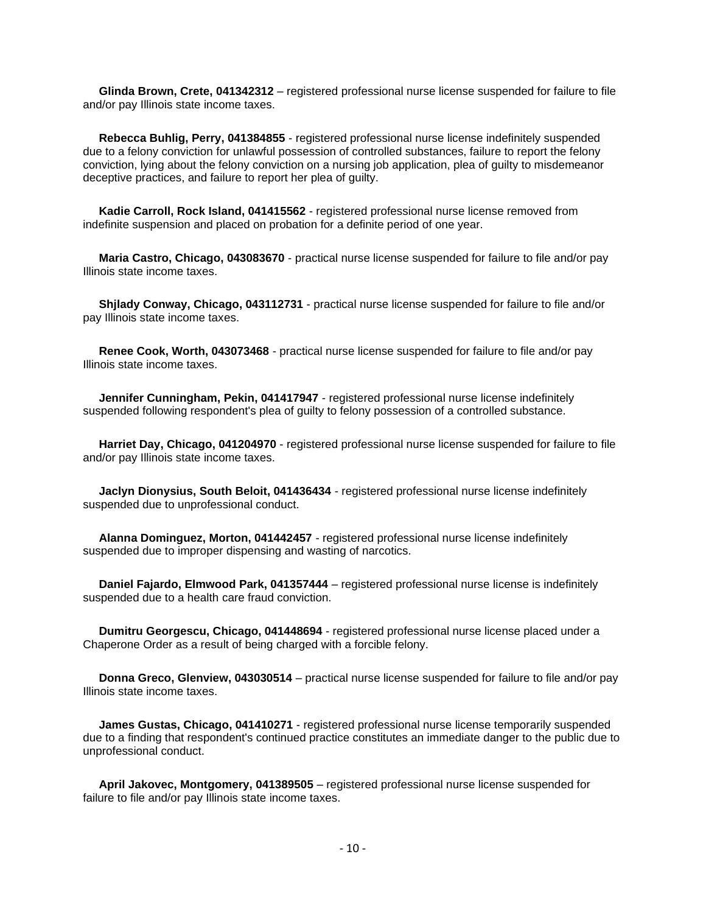**Glinda Brown, Crete, 041342312** – registered professional nurse license suspended for failure to file and/or pay Illinois state income taxes.

**Rebecca Buhlig, Perry, 041384855** - registered professional nurse license indefinitely suspended due to a felony conviction for unlawful possession of controlled substances, failure to report the felony conviction, lying about the felony conviction on a nursing job application, plea of guilty to misdemeanor deceptive practices, and failure to report her plea of guilty.

**Kadie Carroll, Rock Island, 041415562** - registered professional nurse license removed from indefinite suspension and placed on probation for a definite period of one year.

**Maria Castro, Chicago, 043083670** - practical nurse license suspended for failure to file and/or pay Illinois state income taxes.

**Shjlady Conway, Chicago, 043112731** - practical nurse license suspended for failure to file and/or pay Illinois state income taxes.

**Renee Cook, Worth, 043073468** - practical nurse license suspended for failure to file and/or pay Illinois state income taxes.

**Jennifer Cunningham, Pekin, 041417947** - registered professional nurse license indefinitely suspended following respondent's plea of guilty to felony possession of a controlled substance.

**Harriet Day, Chicago, 041204970** - registered professional nurse license suspended for failure to file and/or pay Illinois state income taxes.

**Jaclyn Dionysius, South Beloit, 041436434** - registered professional nurse license indefinitely suspended due to unprofessional conduct.

**Alanna Dominguez, Morton, 041442457** - registered professional nurse license indefinitely suspended due to improper dispensing and wasting of narcotics.

**Daniel Fajardo, Elmwood Park, 041357444** – registered professional nurse license is indefinitely suspended due to a health care fraud conviction.

**Dumitru Georgescu, Chicago, 041448694** - registered professional nurse license placed under a Chaperone Order as a result of being charged with a forcible felony.

**Donna Greco, Glenview, 043030514** – practical nurse license suspended for failure to file and/or pay Illinois state income taxes.

**James Gustas, Chicago, 041410271** - registered professional nurse license temporarily suspended due to a finding that respondent's continued practice constitutes an immediate danger to the public due to unprofessional conduct.

**April Jakovec, Montgomery, 041389505** – registered professional nurse license suspended for failure to file and/or pay Illinois state income taxes.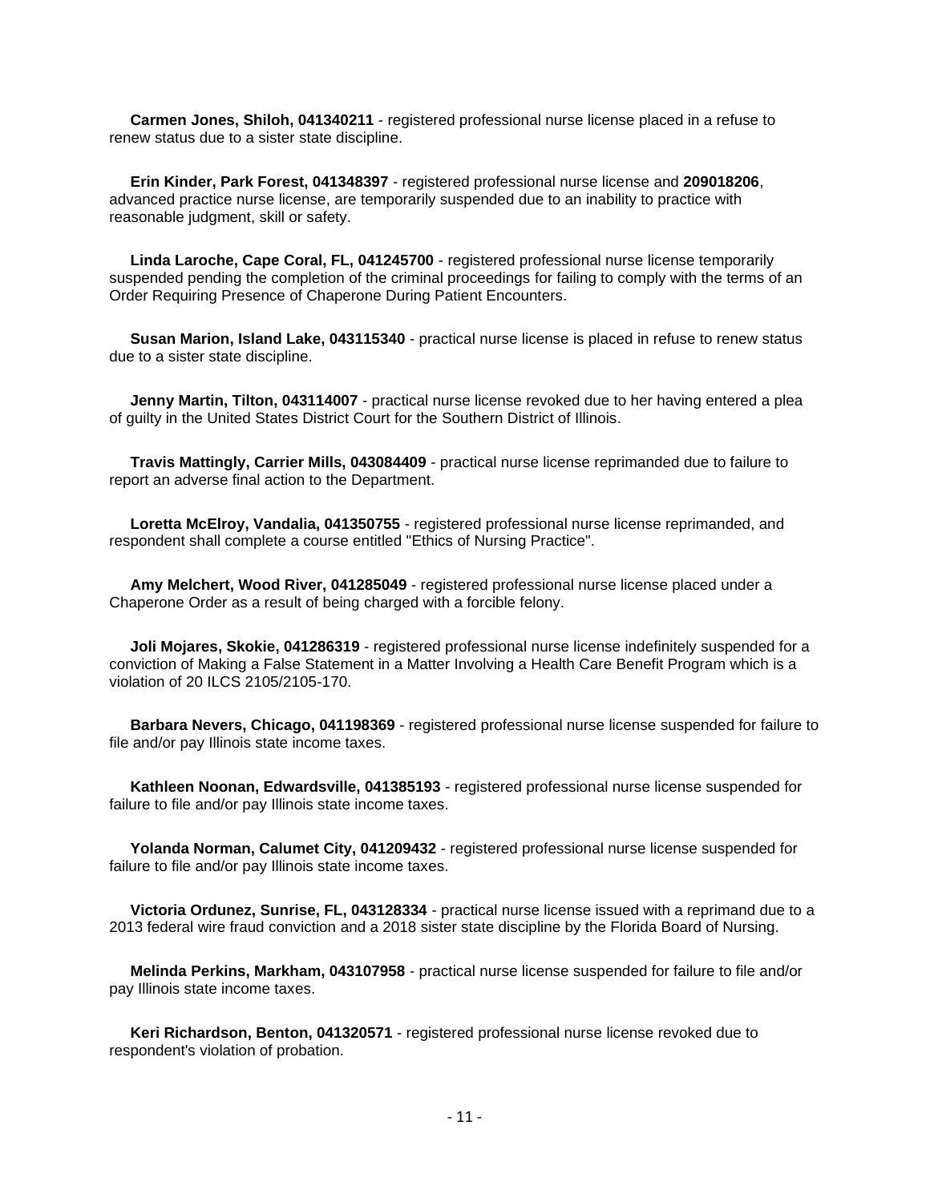**Carmen Jones, Shiloh, 041340211** - registered professional nurse license placed in a refuse to renew status due to a sister state discipline.

**Erin Kinder, Park Forest, 041348397** - registered professional nurse license and **209018206**, advanced practice nurse license, are temporarily suspended due to an inability to practice with reasonable judgment, skill or safety.

**Linda Laroche, Cape Coral, FL, 041245700** - registered professional nurse license temporarily suspended pending the completion of the criminal proceedings for failing to comply with the terms of an Order Requiring Presence of Chaperone During Patient Encounters.

**Susan Marion, Island Lake, 043115340** - practical nurse license is placed in refuse to renew status due to a sister state discipline.

**Jenny Martin, Tilton, 043114007** - practical nurse license revoked due to her having entered a plea of guilty in the United States District Court for the Southern District of Illinois.

**Travis Mattingly, Carrier Mills, 043084409** - practical nurse license reprimanded due to failure to report an adverse final action to the Department.

**Loretta McElroy, Vandalia, 041350755** - registered professional nurse license reprimanded, and respondent shall complete a course entitled "Ethics of Nursing Practice".

**Amy Melchert, Wood River, 041285049** - registered professional nurse license placed under a Chaperone Order as a result of being charged with a forcible felony.

**Joli Mojares, Skokie, 041286319** - registered professional nurse license indefinitely suspended for a conviction of Making a False Statement in a Matter Involving a Health Care Benefit Program which is a violation of 20 ILCS 2105/2105-170.

**Barbara Nevers, Chicago, 041198369** - registered professional nurse license suspended for failure to file and/or pay Illinois state income taxes.

**Kathleen Noonan, Edwardsville, 041385193** - registered professional nurse license suspended for failure to file and/or pay Illinois state income taxes.

**Yolanda Norman, Calumet City, 041209432** - registered professional nurse license suspended for failure to file and/or pay Illinois state income taxes.

**Victoria Ordunez, Sunrise, FL, 043128334** - practical nurse license issued with a reprimand due to a 2013 federal wire fraud conviction and a 2018 sister state discipline by the Florida Board of Nursing.

**Melinda Perkins, Markham, 043107958** - practical nurse license suspended for failure to file and/or pay Illinois state income taxes.

**Keri Richardson, Benton, 041320571** - registered professional nurse license revoked due to respondent's violation of probation.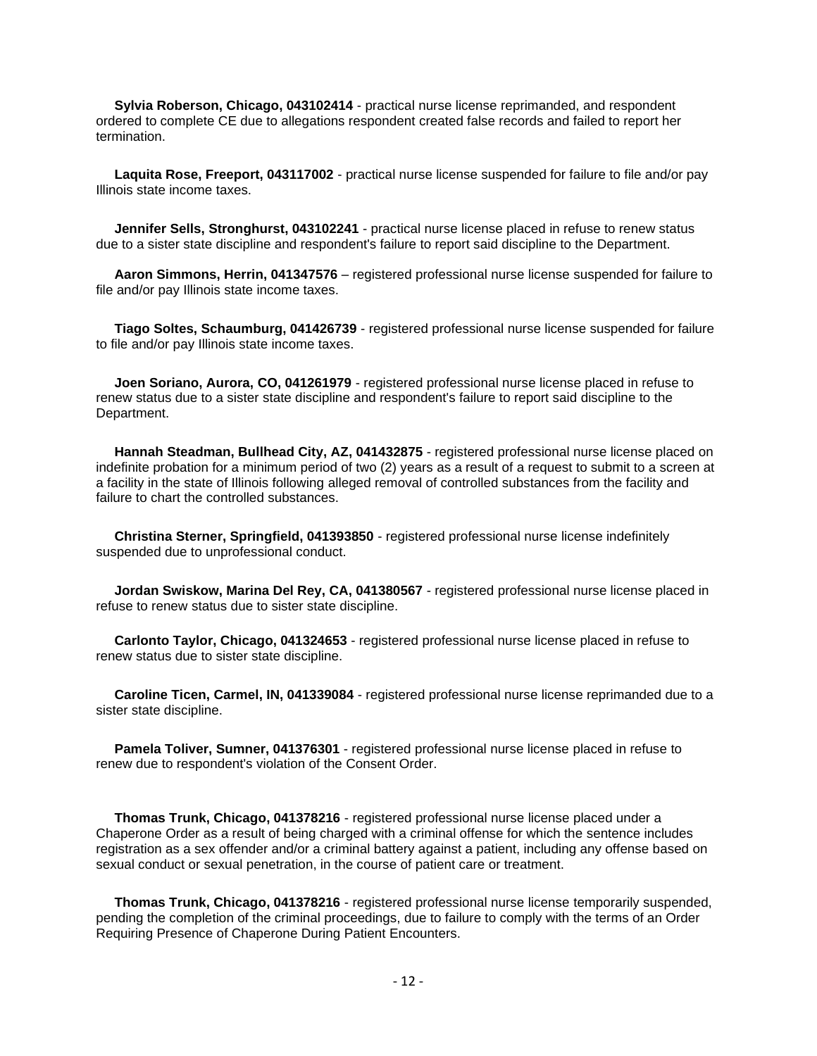**Sylvia Roberson, Chicago, 043102414** - practical nurse license reprimanded, and respondent ordered to complete CE due to allegations respondent created false records and failed to report her termination.

**Laquita Rose, Freeport, 043117002** - practical nurse license suspended for failure to file and/or pay Illinois state income taxes.

**Jennifer Sells, Stronghurst, 043102241** - practical nurse license placed in refuse to renew status due to a sister state discipline and respondent's failure to report said discipline to the Department.

**Aaron Simmons, Herrin, 041347576** – registered professional nurse license suspended for failure to file and/or pay Illinois state income taxes.

**Tiago Soltes, Schaumburg, 041426739** - registered professional nurse license suspended for failure to file and/or pay Illinois state income taxes.

**Joen Soriano, Aurora, CO, 041261979** - registered professional nurse license placed in refuse to renew status due to a sister state discipline and respondent's failure to report said discipline to the Department.

**Hannah Steadman, Bullhead City, AZ, 041432875** - registered professional nurse license placed on indefinite probation for a minimum period of two (2) years as a result of a request to submit to a screen at a facility in the state of Illinois following alleged removal of controlled substances from the facility and failure to chart the controlled substances.

**Christina Sterner, Springfield, 041393850** - registered professional nurse license indefinitely suspended due to unprofessional conduct.

**Jordan Swiskow, Marina Del Rey, CA, 041380567** - registered professional nurse license placed in refuse to renew status due to sister state discipline.

**Carlonto Taylor, Chicago, 041324653** - registered professional nurse license placed in refuse to renew status due to sister state discipline.

**Caroline Ticen, Carmel, IN, 041339084** - registered professional nurse license reprimanded due to a sister state discipline.

**Pamela Toliver, Sumner, 041376301** - registered professional nurse license placed in refuse to renew due to respondent's violation of the Consent Order.

**Thomas Trunk, Chicago, 041378216** - registered professional nurse license placed under a Chaperone Order as a result of being charged with a criminal offense for which the sentence includes registration as a sex offender and/or a criminal battery against a patient, including any offense based on sexual conduct or sexual penetration, in the course of patient care or treatment.

**Thomas Trunk, Chicago, 041378216** - registered professional nurse license temporarily suspended, pending the completion of the criminal proceedings, due to failure to comply with the terms of an Order Requiring Presence of Chaperone During Patient Encounters.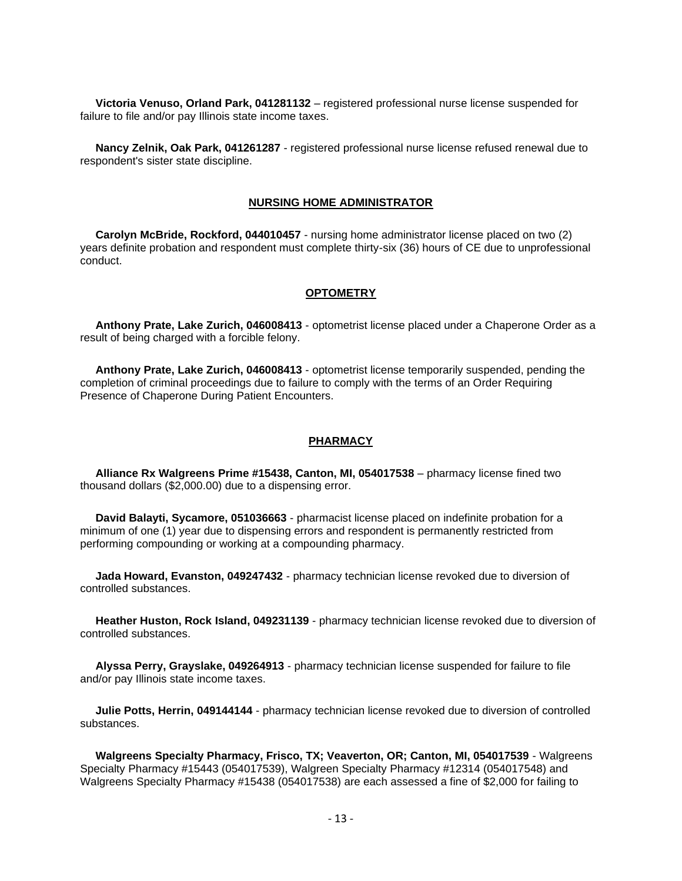**Victoria Venuso, Orland Park, 041281132** – registered professional nurse license suspended for failure to file and/or pay Illinois state income taxes.

**Nancy Zelnik, Oak Park, 041261287** - registered professional nurse license refused renewal due to respondent's sister state discipline.

## NURSING HOME ADMINISTRATOR

**Carolyn McBride, Rockford, 044010457** - nursing home administrator license placed on two (2) years definite probation and respondent must complete thirty-six (36) hours of CE due to unprofessional conduct.

## OPTOMETRY

**Anthony Prate, Lake Zurich, 046008413** - optometrist license placed under a Chaperone Order as a result of being charged with a forcible felony.

**Anthony Prate, Lake Zurich, 046008413** - optometrist license temporarily suspended, pending the completion of criminal proceedings due to failure to comply with the terms of an Order Requiring Presence of Chaperone During Patient Encounters.

## PHARMACY

**Alliance Rx Walgreens Prime #15438, Canton, MI, 054017538** – pharmacy license fined two thousand dollars ($2,000.00) due to a dispensing error.

**David Balayti, Sycamore, 051036663** - pharmacist license placed on indefinite probation for a minimum of one (1) year due to dispensing errors and respondent is permanently restricted from performing compounding or working at a compounding pharmacy.

**Jada Howard, Evanston, 049247432** - pharmacy technician license revoked due to diversion of controlled substances.

**Heather Huston, Rock Island, 049231139** - pharmacy technician license revoked due to diversion of controlled substances.

**Alyssa Perry, Grayslake, 049264913** - pharmacy technician license suspended for failure to file and/or pay Illinois state income taxes.

**Julie Potts, Herrin, 049144144** - pharmacy technician license revoked due to diversion of controlled substances.

**Walgreens Specialty Pharmacy, Frisco, TX; Veaverton, OR; Canton, MI, 054017539** - Walgreens Specialty Pharmacy #15443 (054017539), Walgreen Specialty Pharmacy #12314 (054017548) and Walgreens Specialty Pharmacy #15438 (054017538) are each assessed a fine of $2,000 for failing to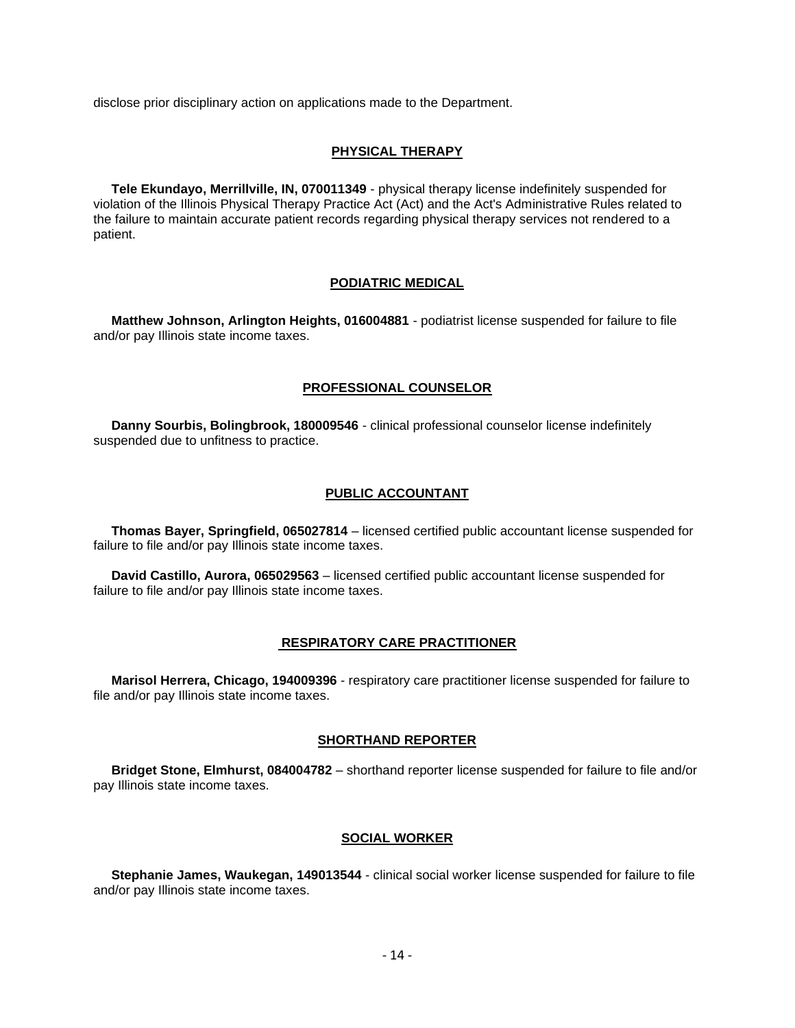disclose prior disciplinary action on applications made to the Department.

## PHYSICAL THERAPY

**Tele Ekundayo, Merrillville, IN, 070011349** - physical therapy license indefinitely suspended for violation of the Illinois Physical Therapy Practice Act (Act) and the Act's Administrative Rules related to the failure to maintain accurate patient records regarding physical therapy services not rendered to a patient.

## PODIATRIC MEDICAL

**Matthew Johnson, Arlington Heights, 016004881** - podiatrist license suspended for failure to file and/or pay Illinois state income taxes.

## PROFESSIONAL COUNSELOR

**Danny Sourbis, Bolingbrook, 180009546** - clinical professional counselor license indefinitely suspended due to unfitness to practice.

## PUBLIC ACCOUNTANT

**Thomas Bayer, Springfield, 065027814** – licensed certified public accountant license suspended for failure to file and/or pay Illinois state income taxes.

**David Castillo, Aurora, 065029563** – licensed certified public accountant license suspended for failure to file and/or pay Illinois state income taxes.

## RESPIRATORY CARE PRACTITIONER

**Marisol Herrera, Chicago, 194009396** - respiratory care practitioner license suspended for failure to file and/or pay Illinois state income taxes.

## SHORTHAND REPORTER

**Bridget Stone, Elmhurst, 084004782** – shorthand reporter license suspended for failure to file and/or pay Illinois state income taxes.

## SOCIAL WORKER

**Stephanie James, Waukegan, 149013544** - clinical social worker license suspended for failure to file and/or pay Illinois state income taxes.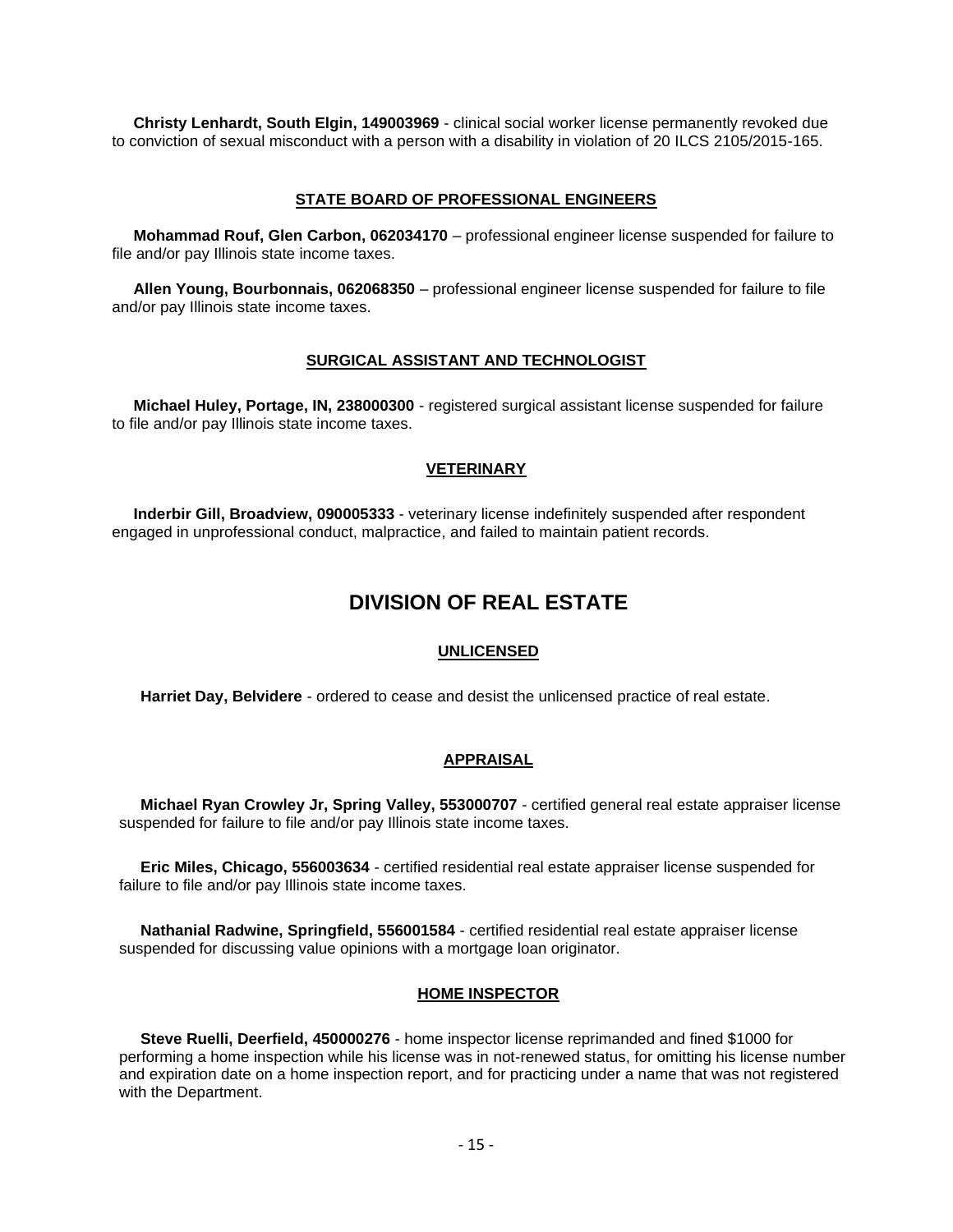**Christy Lenhardt, South Elgin, 149003969** - clinical social worker license permanently revoked due to conviction of sexual misconduct with a person with a disability in violation of 20 ILCS 2105/2015-165.

### STATE BOARD OF PROFESSIONAL ENGINEERS

**Mohammad Rouf, Glen Carbon, 062034170** – professional engineer license suspended for failure to file and/or pay Illinois state income taxes.

**Allen Young, Bourbonnais, 062068350** – professional engineer license suspended for failure to file and/or pay Illinois state income taxes.

### SURGICAL ASSISTANT AND TECHNOLOGIST

**Michael Huley, Portage, IN, 238000300** - registered surgical assistant license suspended for failure to file and/or pay Illinois state income taxes.

### VETERINARY

**Inderbir Gill, Broadview, 090005333** - veterinary license indefinitely suspended after respondent engaged in unprofessional conduct, malpractice, and failed to maintain patient records.

## DIVISION OF REAL ESTATE

### UNLICENSED

**Harriet Day, Belvidere** - ordered to cease and desist the unlicensed practice of real estate.

### APPRAISAL

**Michael Ryan Crowley Jr, Spring Valley, 553000707** - certified general real estate appraiser license suspended for failure to file and/or pay Illinois state income taxes.

**Eric Miles, Chicago, 556003634** - certified residential real estate appraiser license suspended for failure to file and/or pay Illinois state income taxes.

**Nathanial Radwine, Springfield, 556001584** - certified residential real estate appraiser license suspended for discussing value opinions with a mortgage loan originator.

### HOME INSPECTOR

**Steve Ruelli, Deerfield, 450000276** - home inspector license reprimanded and fined $1000 for performing a home inspection while his license was in not-renewed status, for omitting his license number and expiration date on a home inspection report, and for practicing under a name that was not registered with the Department.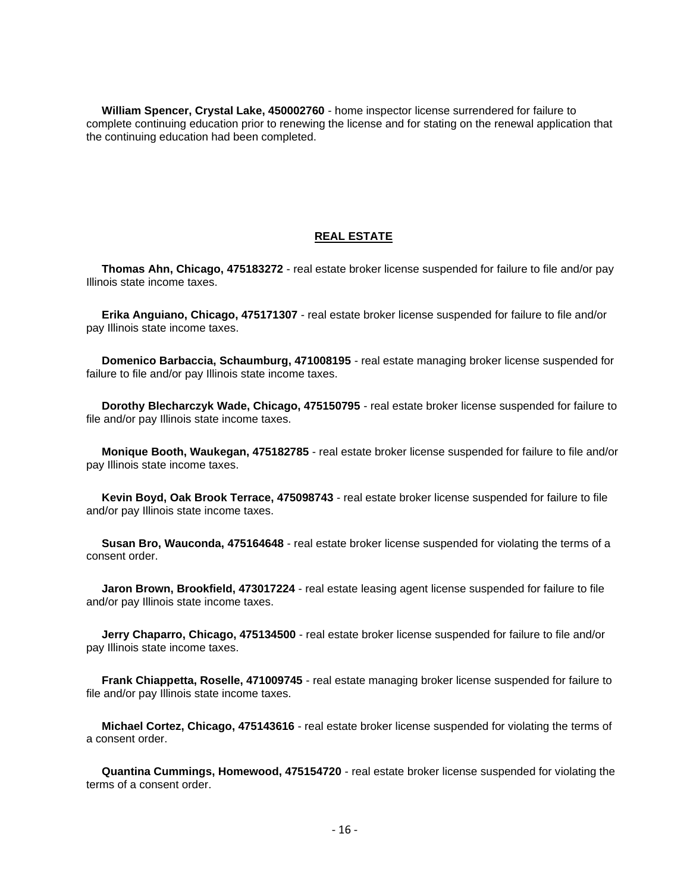**William Spencer, Crystal Lake, 450002760** - home inspector license surrendered for failure to complete continuing education prior to renewing the license and for stating on the renewal application that the continuing education had been completed.

## REAL ESTATE

**Thomas Ahn, Chicago, 475183272** - real estate broker license suspended for failure to file and/or pay Illinois state income taxes.

**Erika Anguiano, Chicago, 475171307** - real estate broker license suspended for failure to file and/or pay Illinois state income taxes.

**Domenico Barbaccia, Schaumburg, 471008195** - real estate managing broker license suspended for failure to file and/or pay Illinois state income taxes.

**Dorothy Blecharczyk Wade, Chicago, 475150795** - real estate broker license suspended for failure to file and/or pay Illinois state income taxes.

**Monique Booth, Waukegan, 475182785** - real estate broker license suspended for failure to file and/or pay Illinois state income taxes.

**Kevin Boyd, Oak Brook Terrace, 475098743** - real estate broker license suspended for failure to file and/or pay Illinois state income taxes.

**Susan Bro, Wauconda, 475164648** - real estate broker license suspended for violating the terms of a consent order.

**Jaron Brown, Brookfield, 473017224** - real estate leasing agent license suspended for failure to file and/or pay Illinois state income taxes.

**Jerry Chaparro, Chicago, 475134500** - real estate broker license suspended for failure to file and/or pay Illinois state income taxes.

**Frank Chiappetta, Roselle, 471009745** - real estate managing broker license suspended for failure to file and/or pay Illinois state income taxes.

**Michael Cortez, Chicago, 475143616** - real estate broker license suspended for violating the terms of a consent order.

**Quantina Cummings, Homewood, 475154720** - real estate broker license suspended for violating the terms of a consent order.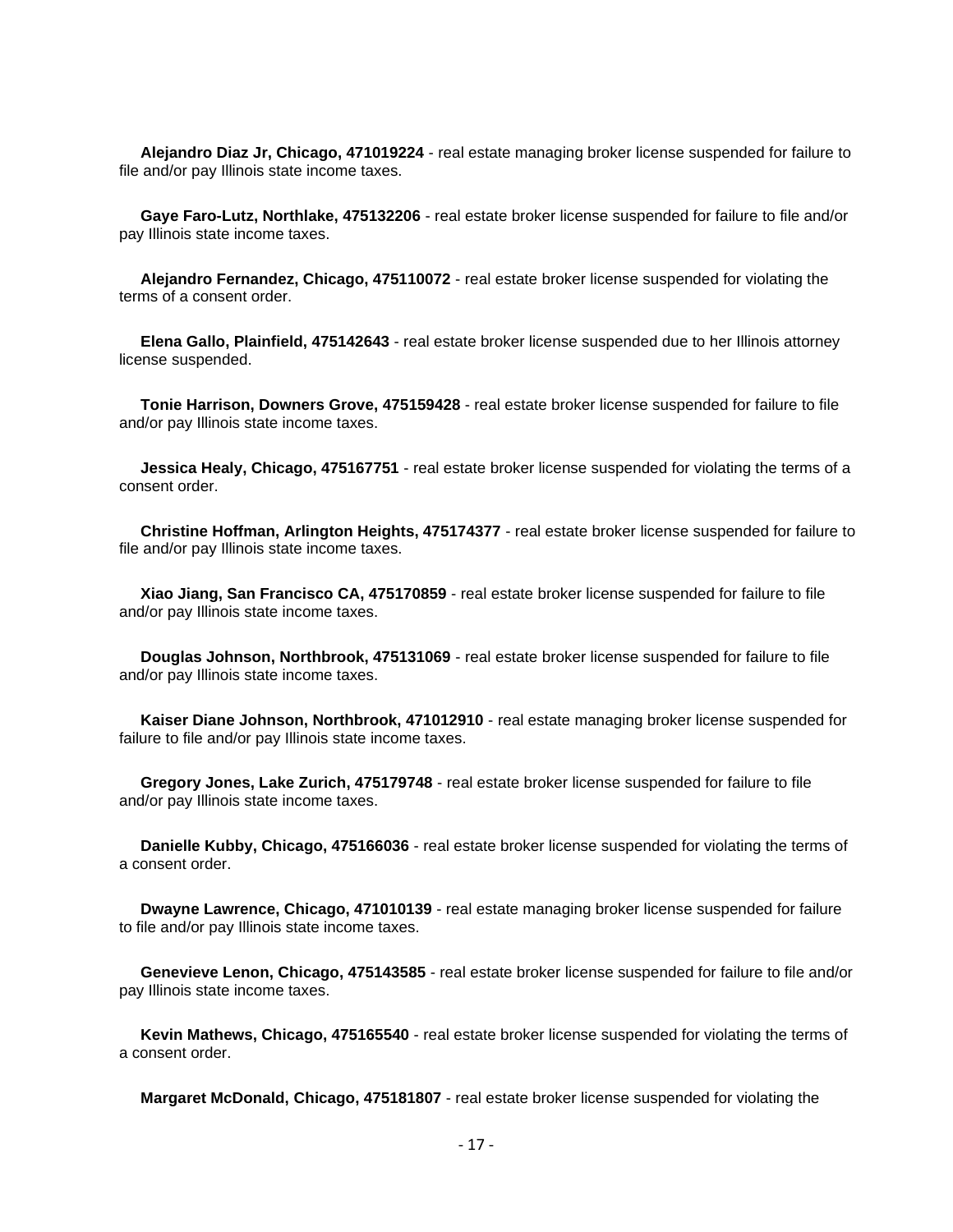**Alejandro Diaz Jr, Chicago, 471019224** - real estate managing broker license suspended for failure to file and/or pay Illinois state income taxes.

**Gaye Faro-Lutz, Northlake, 475132206** - real estate broker license suspended for failure to file and/or pay Illinois state income taxes.

**Alejandro Fernandez, Chicago, 475110072** - real estate broker license suspended for violating the terms of a consent order.

**Elena Gallo, Plainfield, 475142643** - real estate broker license suspended due to her Illinois attorney license suspended.

**Tonie Harrison, Downers Grove, 475159428** - real estate broker license suspended for failure to file and/or pay Illinois state income taxes.

**Jessica Healy, Chicago, 475167751** - real estate broker license suspended for violating the terms of a consent order.

**Christine Hoffman, Arlington Heights, 475174377** - real estate broker license suspended for failure to file and/or pay Illinois state income taxes.

**Xiao Jiang, San Francisco CA, 475170859** - real estate broker license suspended for failure to file and/or pay Illinois state income taxes.

**Douglas Johnson, Northbrook, 475131069** - real estate broker license suspended for failure to file and/or pay Illinois state income taxes.

**Kaiser Diane Johnson, Northbrook, 471012910** - real estate managing broker license suspended for failure to file and/or pay Illinois state income taxes.

**Gregory Jones, Lake Zurich, 475179748** - real estate broker license suspended for failure to file and/or pay Illinois state income taxes.

**Danielle Kubby, Chicago, 475166036** - real estate broker license suspended for violating the terms of a consent order.

**Dwayne Lawrence, Chicago, 471010139** - real estate managing broker license suspended for failure to file and/or pay Illinois state income taxes.

**Genevieve Lenon, Chicago, 475143585** - real estate broker license suspended for failure to file and/or pay Illinois state income taxes.

**Kevin Mathews, Chicago, 475165540** - real estate broker license suspended for violating the terms of a consent order.

**Margaret McDonald, Chicago, 475181807** - real estate broker license suspended for violating the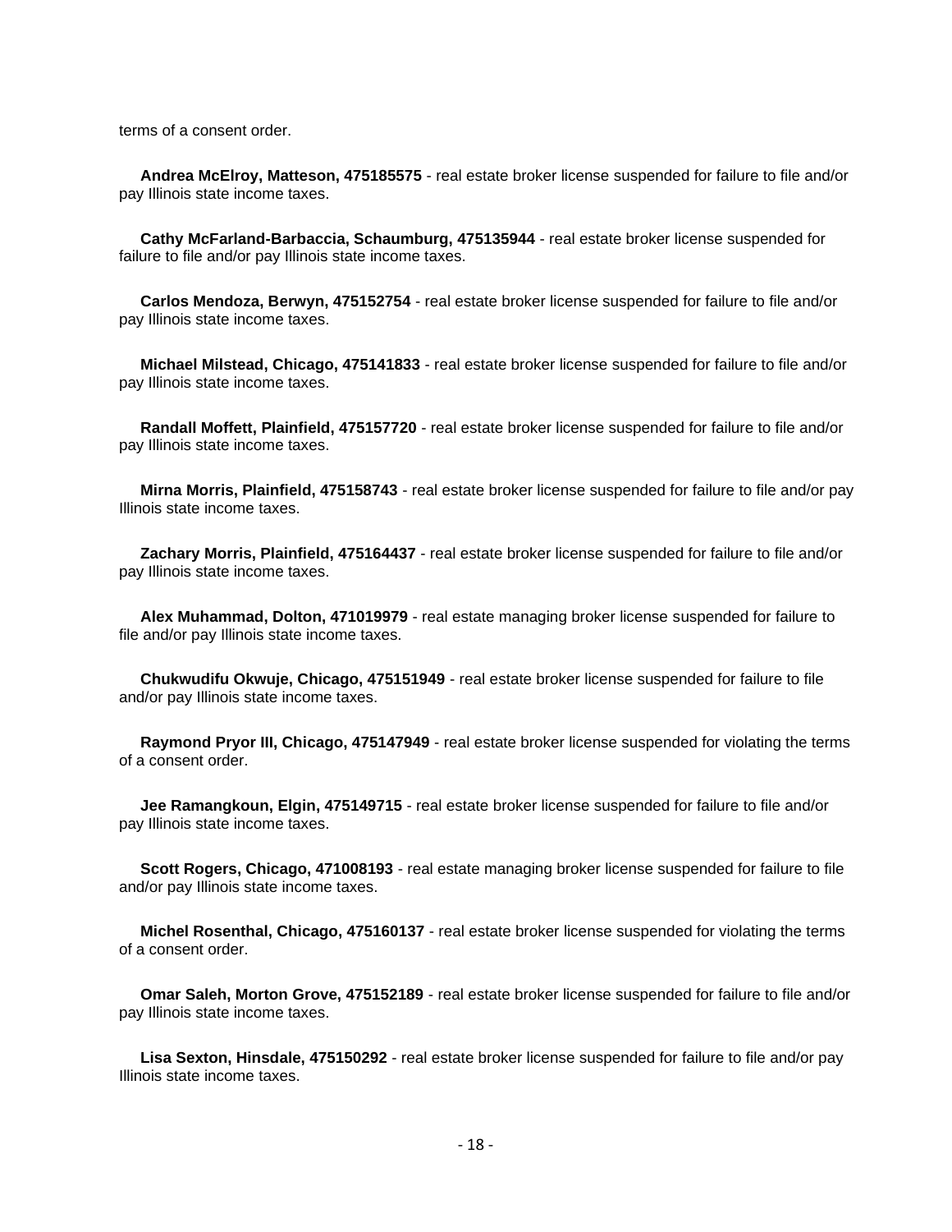terms of a consent order.

**Andrea McElroy, Matteson, 475185575** - real estate broker license suspended for failure to file and/or pay Illinois state income taxes.

**Cathy McFarland-Barbaccia, Schaumburg, 475135944** - real estate broker license suspended for failure to file and/or pay Illinois state income taxes.

**Carlos Mendoza, Berwyn, 475152754** - real estate broker license suspended for failure to file and/or pay Illinois state income taxes.

**Michael Milstead, Chicago, 475141833** - real estate broker license suspended for failure to file and/or pay Illinois state income taxes.

**Randall Moffett, Plainfield, 475157720** - real estate broker license suspended for failure to file and/or pay Illinois state income taxes.

**Mirna Morris, Plainfield, 475158743** - real estate broker license suspended for failure to file and/or pay Illinois state income taxes.

**Zachary Morris, Plainfield, 475164437** - real estate broker license suspended for failure to file and/or pay Illinois state income taxes.

**Alex Muhammad, Dolton, 471019979** - real estate managing broker license suspended for failure to file and/or pay Illinois state income taxes.

**Chukwudifu Okwuje, Chicago, 475151949** - real estate broker license suspended for failure to file and/or pay Illinois state income taxes.

**Raymond Pryor III, Chicago, 475147949** - real estate broker license suspended for violating the terms of a consent order.

**Jee Ramangkoun, Elgin, 475149715** - real estate broker license suspended for failure to file and/or pay Illinois state income taxes.

**Scott Rogers, Chicago, 471008193** - real estate managing broker license suspended for failure to file and/or pay Illinois state income taxes.

**Michel Rosenthal, Chicago, 475160137** - real estate broker license suspended for violating the terms of a consent order.

**Omar Saleh, Morton Grove, 475152189** - real estate broker license suspended for failure to file and/or pay Illinois state income taxes.

**Lisa Sexton, Hinsdale, 475150292** - real estate broker license suspended for failure to file and/or pay Illinois state income taxes.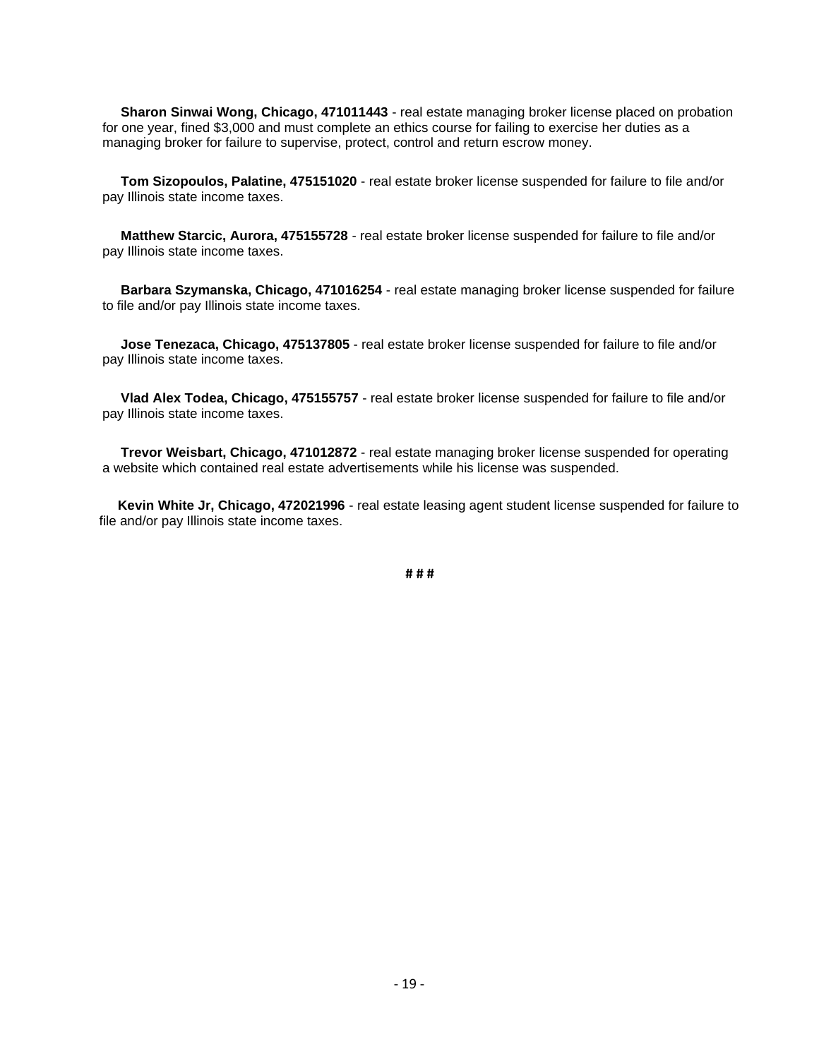**Sharon Sinwai Wong, Chicago, 471011443** - real estate managing broker license placed on probation for one year, fined $3,000 and must complete an ethics course for failing to exercise her duties as a managing broker for failure to supervise, protect, control and return escrow money.

**Tom Sizopoulos, Palatine, 475151020** - real estate broker license suspended for failure to file and/or pay Illinois state income taxes.

**Matthew Starcic, Aurora, 475155728** - real estate broker license suspended for failure to file and/or pay Illinois state income taxes.

**Barbara Szymanska, Chicago, 471016254** - real estate managing broker license suspended for failure to file and/or pay Illinois state income taxes.

**Jose Tenezaca, Chicago, 475137805** - real estate broker license suspended for failure to file and/or pay Illinois state income taxes.

**Vlad Alex Todea, Chicago, 475155757** - real estate broker license suspended for failure to file and/or pay Illinois state income taxes.

**Trevor Weisbart, Chicago, 471012872** - real estate managing broker license suspended for operating a website which contained real estate advertisements while his license was suspended.

**Kevin White Jr, Chicago, 472021996** - real estate leasing agent student license suspended for failure to file and/or pay Illinois state income taxes.

**# # #**